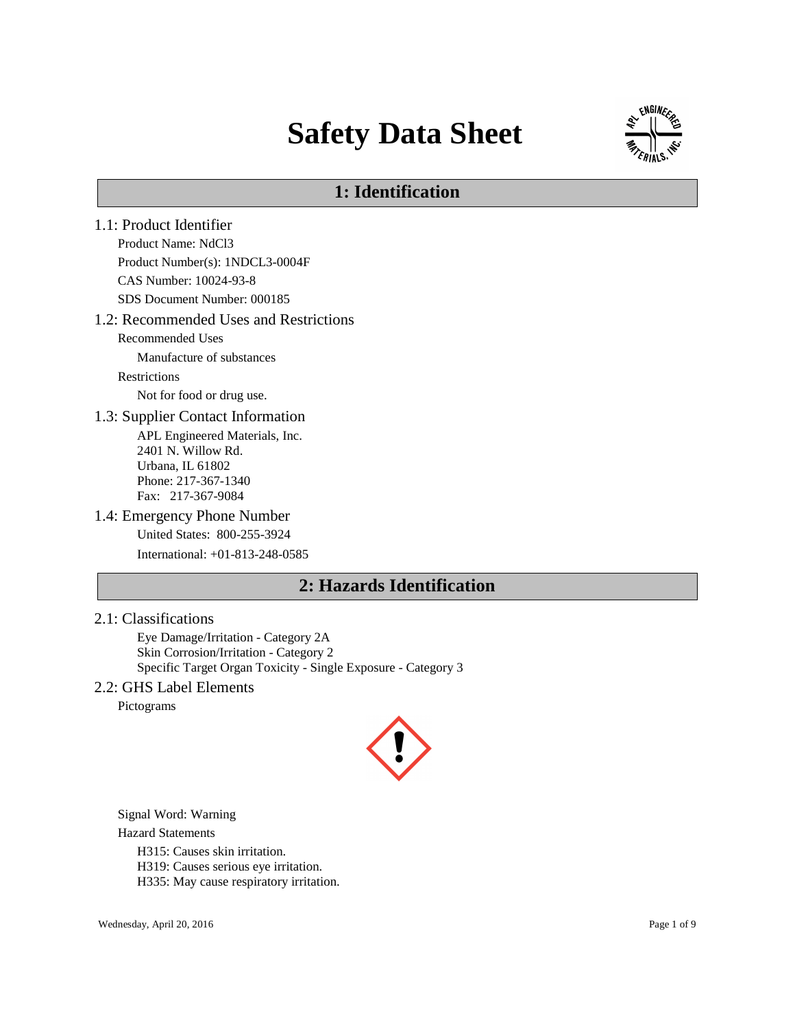# Safety Data Sheet

## 1: Identification

### 1.1: Product Identifier

Product Name: NdCl3

Product Number(s): 1NDCL3-0004F

CAS Number: 10024-93-8

SDS Document Number: 000185

### 1.2: Recommended Uses and Restrictions

Recommended Uses

Manufacture of substances

Restrictions

Not for food or drug use.

### 1.3: Supplier Contact Information

APL Engineered Materials, Inc.
2401 N. Willow Rd.
Urbana, IL 61802
Phone: 217-367-1340
Fax: 217-367-9084

### 1.4: Emergency Phone Number

United States: 800-255-3924

International: +01-813-248-0585

## 2: Hazards Identification

### 2.1: Classifications

Eye Damage/Irritation - Category 2A
Skin Corrosion/Irritation - Category 2
Specific Target Organ Toxicity - Single Exposure - Category 3

### 2.2: GHS Label Elements

Pictograms

Signal Word: Warning

Hazard Statements

H315: Causes skin irritation.
H319: Causes serious eye irritation.
H335: May cause respiratory irritation.

Wednesday, April 20, 2016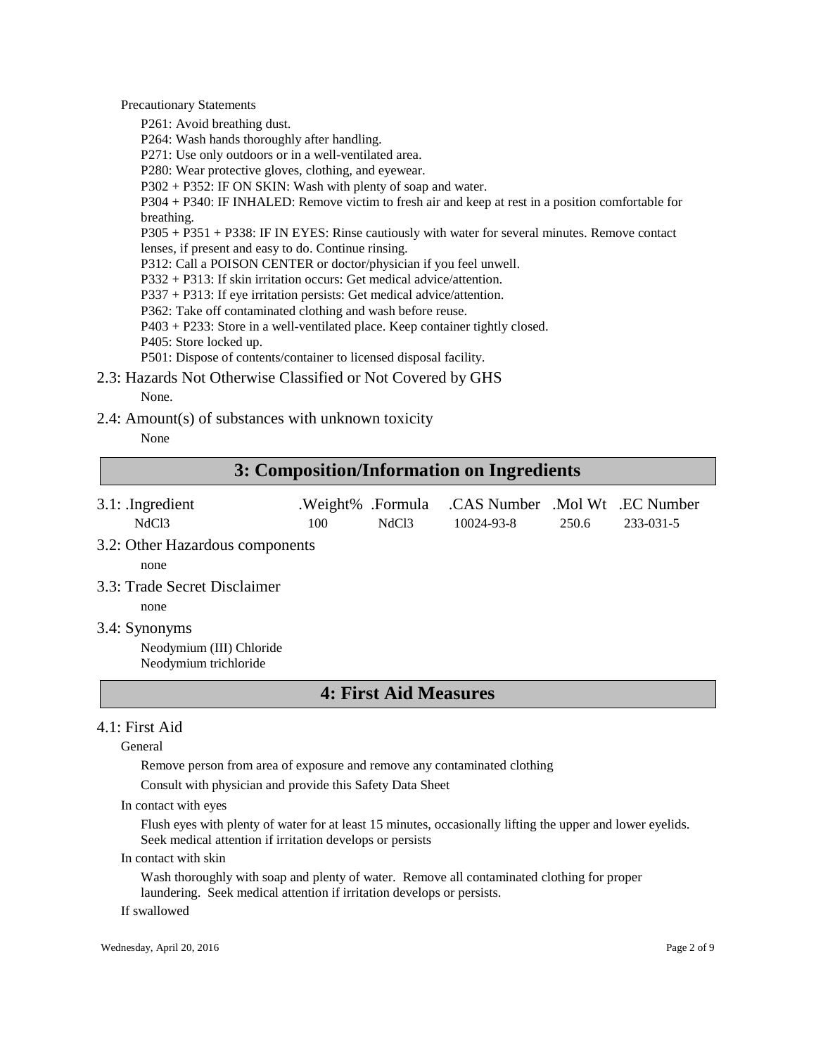Precautionary Statements

P261: Avoid breathing dust.
P264: Wash hands thoroughly after handling.
P271: Use only outdoors or in a well-ventilated area.
P280: Wear protective gloves, clothing, and eyewear.
P302 + P352: IF ON SKIN: Wash with plenty of soap and water.
P304 + P340: IF INHALED: Remove victim to fresh air and keep at rest in a position comfortable for breathing.
P305 + P351 + P338: IF IN EYES: Rinse cautiously with water for several minutes. Remove contact lenses, if present and easy to do. Continue rinsing.
P312: Call a POISON CENTER or doctor/physician if you feel unwell.
P332 + P313: If skin irritation occurs: Get medical advice/attention.
P337 + P313: If eye irritation persists: Get medical advice/attention.
P362: Take off contaminated clothing and wash before reuse.
P403 + P233: Store in a well-ventilated place. Keep container tightly closed.
P405: Store locked up.
P501: Dispose of contents/container to licensed disposal facility.

### 2.3: Hazards Not Otherwise Classified or Not Covered by GHS

None.

### 2.4: Amount(s) of substances with unknown toxicity

None

## 3: Composition/Information on Ingredients

| 3.1: .Ingredient | .Weight% | .Formula | .CAS Number | .Mol Wt | .EC Number |
|---|---|---|---|---|---|
| NdCl3 | 100 | NdCl3 | 10024-93-8 | 250.6 | 233-031-5 |

### 3.2: Other Hazardous components

none

### 3.3: Trade Secret Disclaimer

none

### 3.4: Synonyms

Neodymium (III) Chloride
Neodymium trichloride

## 4: First Aid Measures

### 4.1: First Aid

General

Remove person from area of exposure and remove any contaminated clothing

Consult with physician and provide this Safety Data Sheet

In contact with eyes

Flush eyes with plenty of water for at least 15 minutes, occasionally lifting the upper and lower eyelids. Seek medical attention if irritation develops or persists

In contact with skin

Wash thoroughly with soap and plenty of water. Remove all contaminated clothing for proper laundering. Seek medical attention if irritation develops or persists.

If swallowed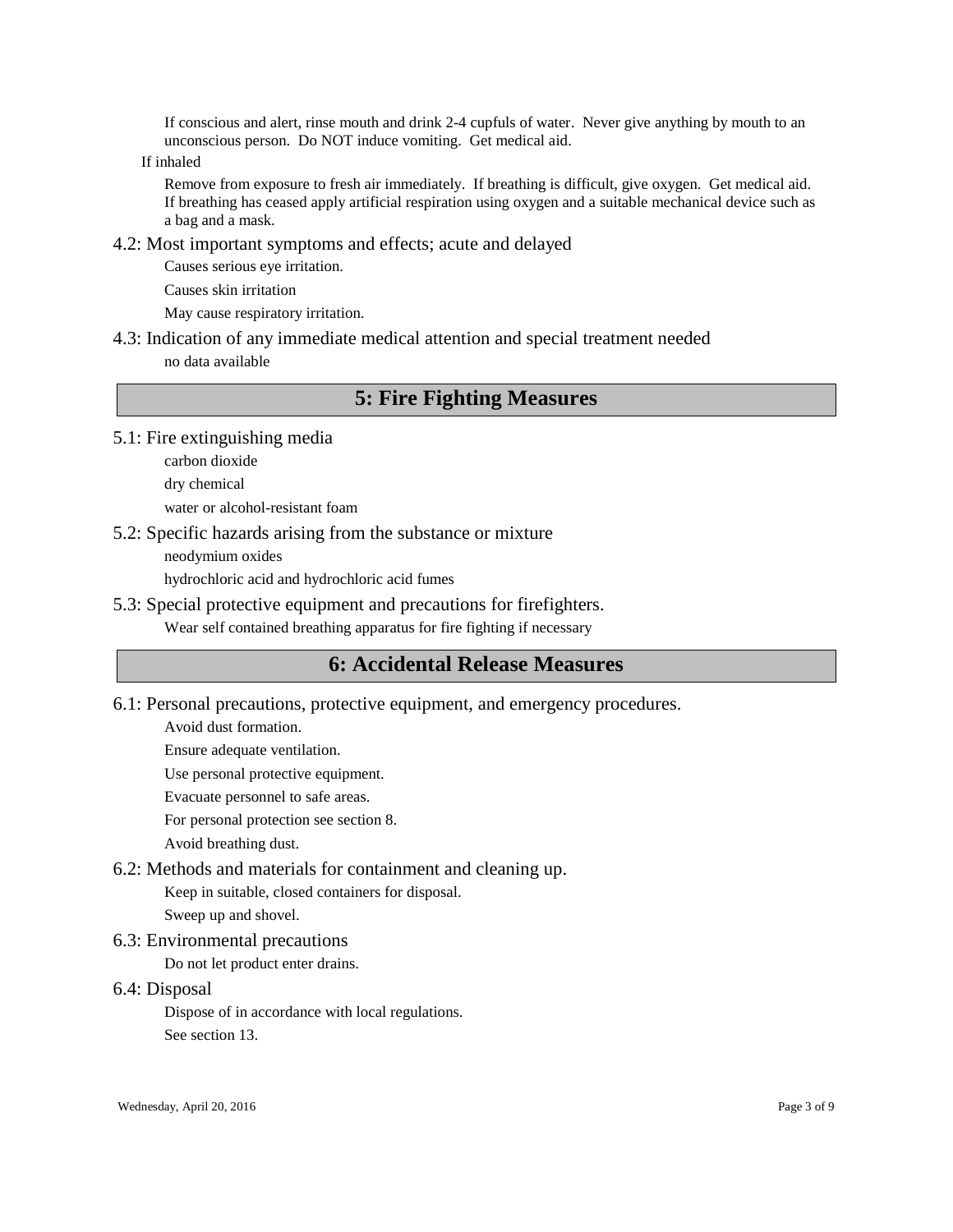If conscious and alert, rinse mouth and drink 2-4 cupfuls of water. Never give anything by mouth to an unconscious person. Do NOT induce vomiting. Get medical aid.

If inhaled

Remove from exposure to fresh air immediately. If breathing is difficult, give oxygen. Get medical aid. If breathing has ceased apply artificial respiration using oxygen and a suitable mechanical device such as a bag and a mask.

### 4.2: Most important symptoms and effects; acute and delayed

Causes serious eye irritation.

Causes skin irritation

May cause respiratory irritation.

### 4.3: Indication of any immediate medical attention and special treatment needed

no data available

## 5: Fire Fighting Measures

### 5.1: Fire extinguishing media

carbon dioxide

dry chemical

water or alcohol-resistant foam

### 5.2: Specific hazards arising from the substance or mixture

neodymium oxides

hydrochloric acid and hydrochloric acid fumes

### 5.3: Special protective equipment and precautions for firefighters.

Wear self contained breathing apparatus for fire fighting if necessary

## 6: Accidental Release Measures

### 6.1: Personal precautions, protective equipment, and emergency procedures.

Avoid dust formation.

Ensure adequate ventilation.

Use personal protective equipment.

Evacuate personnel to safe areas.

For personal protection see section 8.

Avoid breathing dust.

### 6.2: Methods and materials for containment and cleaning up.

Keep in suitable, closed containers for disposal.

Sweep up and shovel.

### 6.3: Environmental precautions

Do not let product enter drains.

### 6.4: Disposal

Dispose of in accordance with local regulations.

See section 13.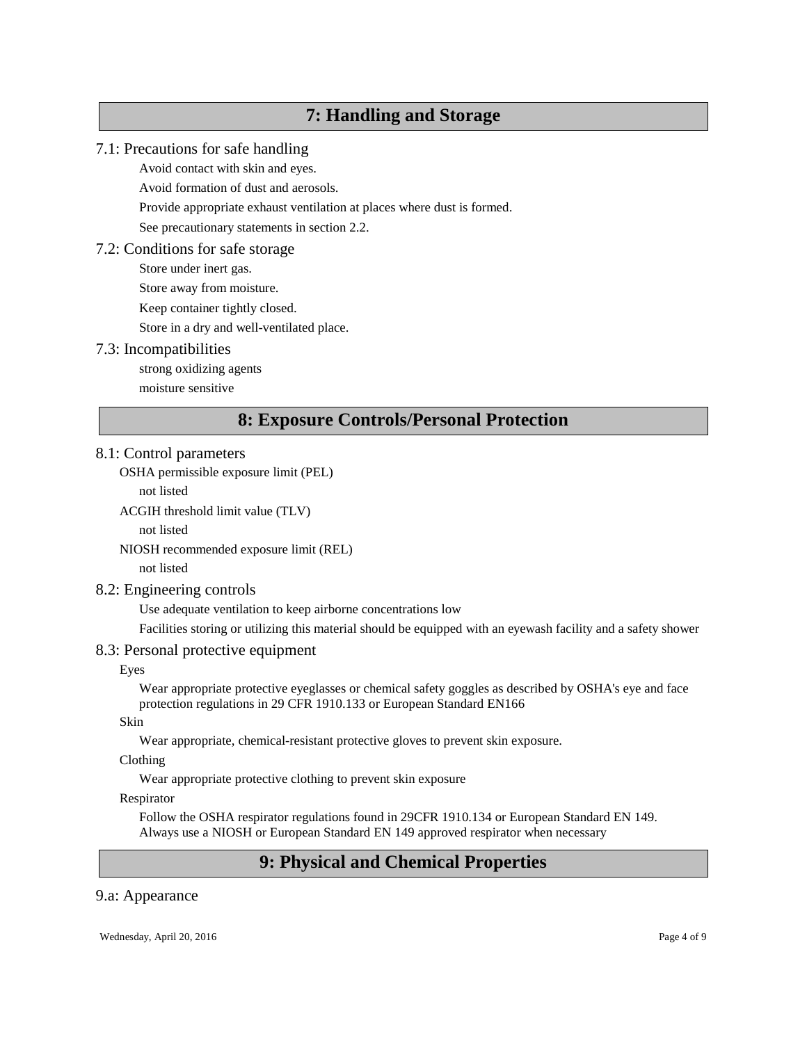## 7: Handling and Storage

### 7.1: Precautions for safe handling

Avoid contact with skin and eyes.

Avoid formation of dust and aerosols.

Provide appropriate exhaust ventilation at places where dust is formed.

See precautionary statements in section 2.2.

### 7.2: Conditions for safe storage

Store under inert gas.

Store away from moisture.

Keep container tightly closed.

Store in a dry and well-ventilated place.

### 7.3: Incompatibilities

strong oxidizing agents

moisture sensitive

## 8: Exposure Controls/Personal Protection

### 8.1: Control parameters

OSHA permissible exposure limit (PEL)

not listed

ACGIH threshold limit value (TLV)

not listed

NIOSH recommended exposure limit (REL)

not listed

### 8.2: Engineering controls

Use adequate ventilation to keep airborne concentrations low

Facilities storing or utilizing this material should be equipped with an eyewash facility and a safety shower

### 8.3: Personal protective equipment

Eyes

Wear appropriate protective eyeglasses or chemical safety goggles as described by OSHA's eye and face protection regulations in 29 CFR 1910.133 or European Standard EN166

Skin

Wear appropriate, chemical-resistant protective gloves to prevent skin exposure.

Clothing

Wear appropriate protective clothing to prevent skin exposure

Respirator

Follow the OSHA respirator regulations found in 29CFR 1910.134 or European Standard EN 149. Always use a NIOSH or European Standard EN 149 approved respirator when necessary

## 9: Physical and Chemical Properties

### 9.a: Appearance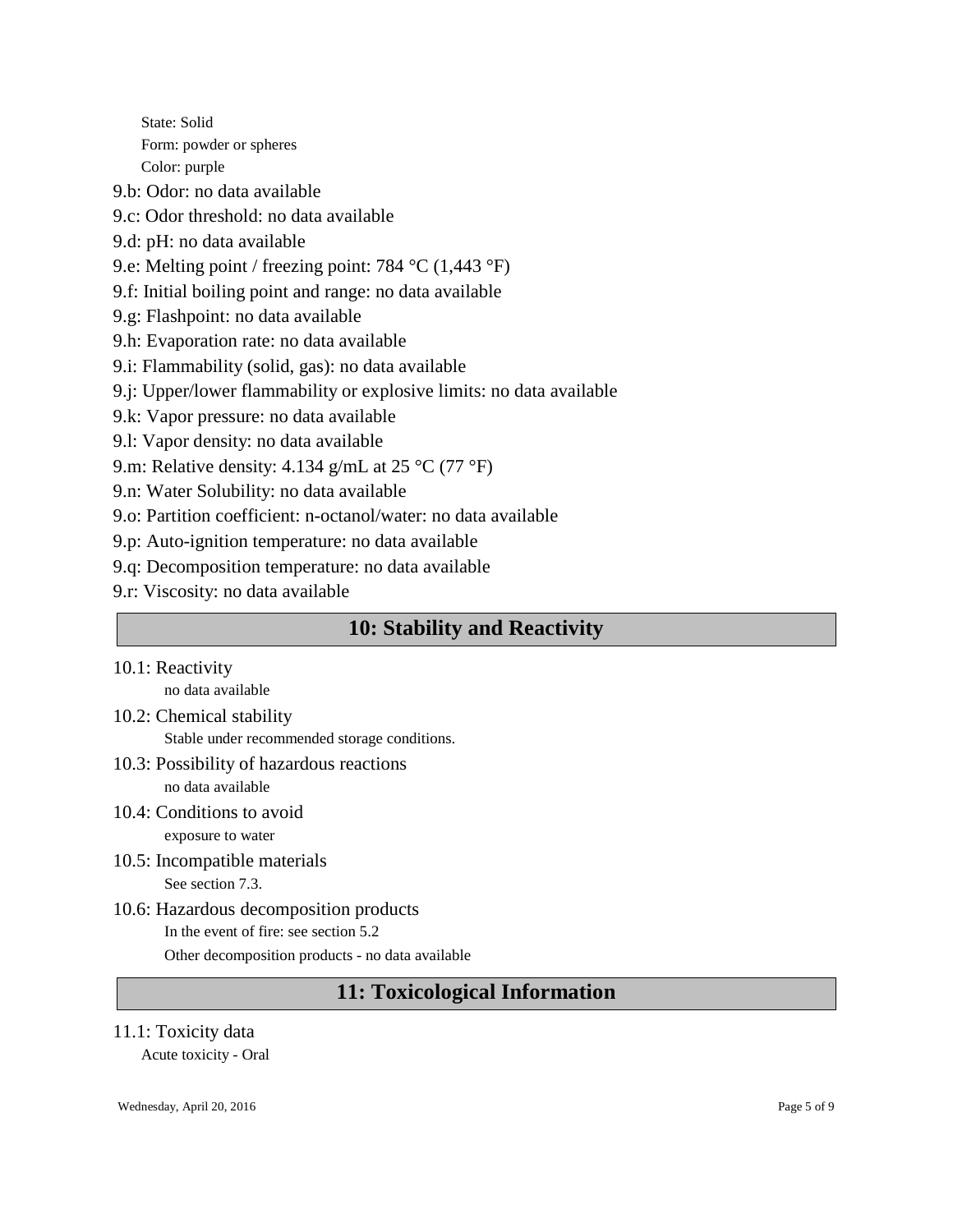State: Solid

Form: powder or spheres

Color: purple

9.b: Odor: no data available

9.c: Odor threshold: no data available

9.d: pH: no data available

9.e: Melting point / freezing point: 784 °C (1,443 °F)

9.f: Initial boiling point and range: no data available

9.g: Flashpoint: no data available

9.h: Evaporation rate: no data available

9.i: Flammability (solid, gas): no data available

9.j: Upper/lower flammability or explosive limits: no data available

9.k: Vapor pressure: no data available

9.l: Vapor density: no data available

9.m: Relative density: 4.134 g/mL at 25 °C (77 °F)

9.n: Water Solubility: no data available

9.o: Partition coefficient: n-octanol/water: no data available

9.p: Auto-ignition temperature: no data available

9.q: Decomposition temperature: no data available

9.r: Viscosity: no data available

## 10: Stability and Reactivity

10.1: Reactivity

no data available

10.2: Chemical stability

Stable under recommended storage conditions.

10.3: Possibility of hazardous reactions

no data available

10.4: Conditions to avoid

exposure to water

10.5: Incompatible materials

See section 7.3.

10.6: Hazardous decomposition products

In the event of fire: see section 5.2

Other decomposition products - no data available

## 11: Toxicological Information

11.1: Toxicity data

Acute toxicity - Oral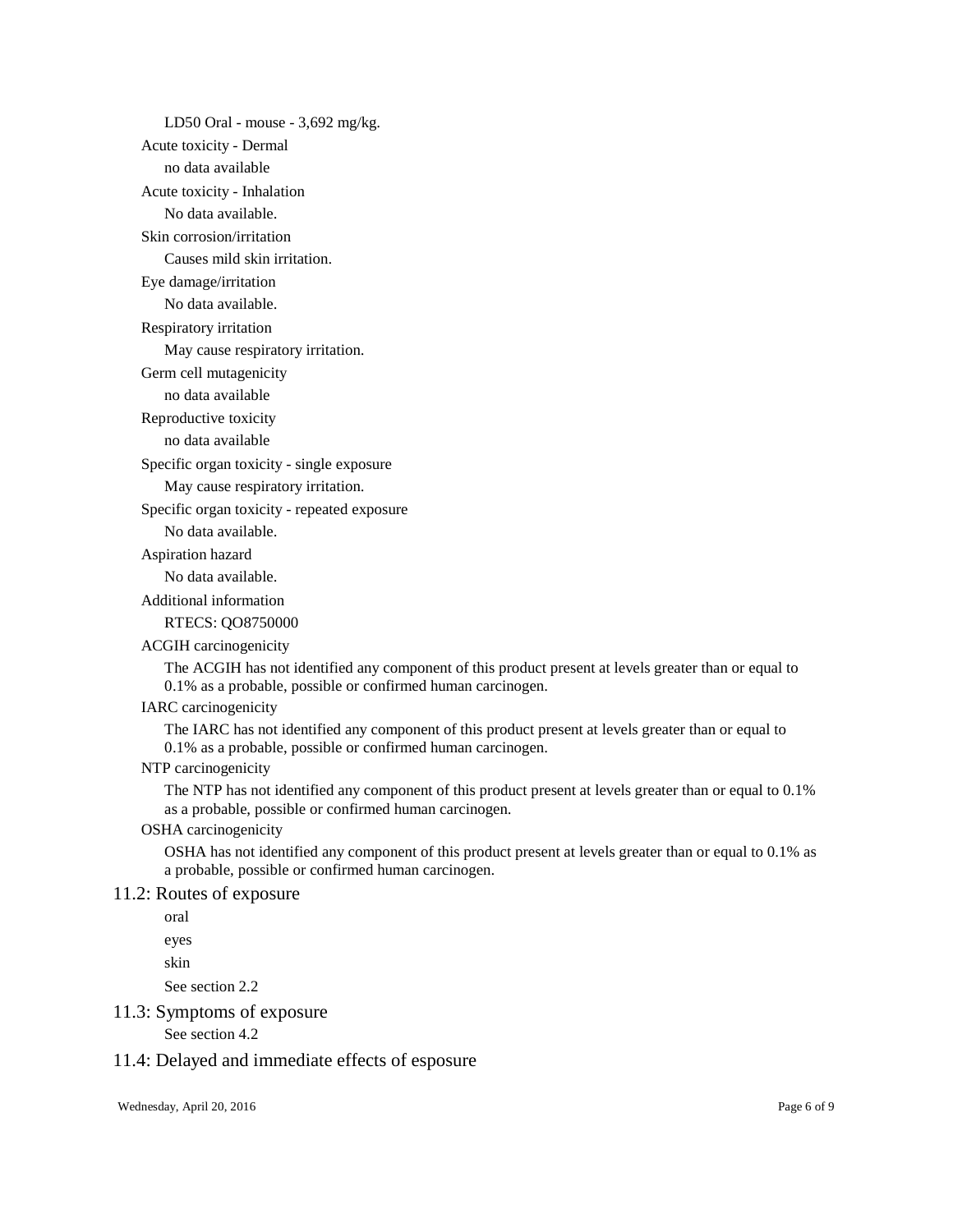LD50 Oral - mouse - 3,692 mg/kg.

Acute toxicity - Dermal

no data available

Acute toxicity - Inhalation

No data available.

Skin corrosion/irritation

Causes mild skin irritation.

Eye damage/irritation

No data available.

Respiratory irritation

May cause respiratory irritation.

Germ cell mutagenicity

no data available

Reproductive toxicity

no data available

Specific organ toxicity - single exposure

May cause respiratory irritation.

Specific organ toxicity - repeated exposure

No data available.

Aspiration hazard

No data available.

Additional information

RTECS: QO8750000

ACGIH carcinogenicity

The ACGIH has not identified any component of this product present at levels greater than or equal to 0.1% as a probable, possible or confirmed human carcinogen.

IARC carcinogenicity

The IARC has not identified any component of this product present at levels greater than or equal to 0.1% as a probable, possible or confirmed human carcinogen.

NTP carcinogenicity

The NTP has not identified any component of this product present at levels greater than or equal to 0.1% as a probable, possible or confirmed human carcinogen.

OSHA carcinogenicity

OSHA has not identified any component of this product present at levels greater than or equal to 0.1% as a probable, possible or confirmed human carcinogen.

## 11.2: Routes of exposure

oral

eyes

skin

See section 2.2

## 11.3: Symptoms of exposure

See section 4.2

## 11.4: Delayed and immediate effects of esposure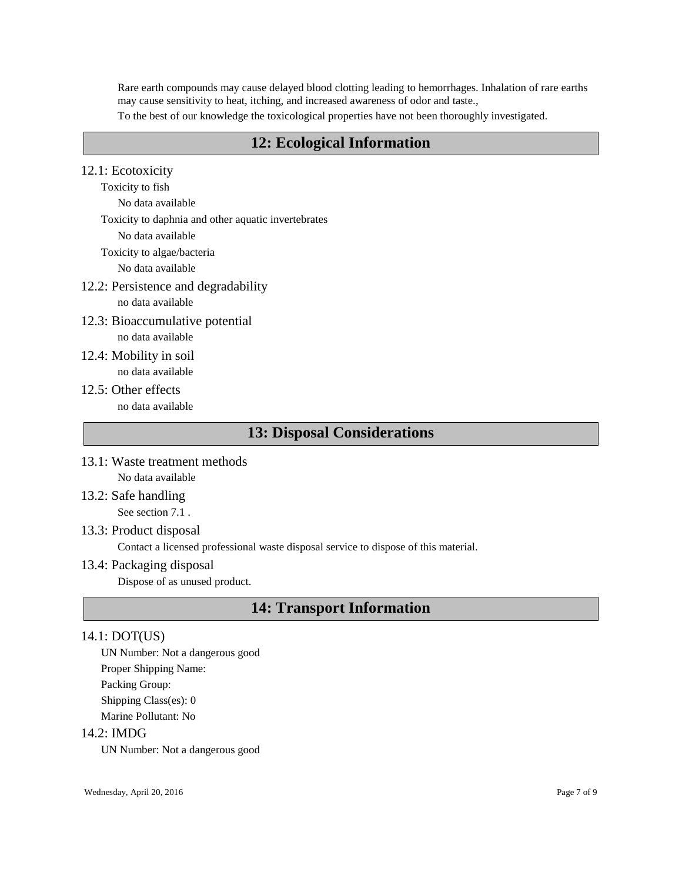Rare earth compounds may cause delayed blood clotting leading to hemorrhages. Inhalation of rare earths may cause sensitivity to heat, itching, and increased awareness of odor and taste.,

To the best of our knowledge the toxicological properties have not been thoroughly investigated.

## 12: Ecological Information

### 12.1: Ecotoxicity

Toxicity to fish

No data available

Toxicity to daphnia and other aquatic invertebrates

No data available

Toxicity to algae/bacteria

No data available

### 12.2: Persistence and degradability

no data available

### 12.3: Bioaccumulative potential

no data available

### 12.4: Mobility in soil

no data available

### 12.5: Other effects

no data available

## 13: Disposal Considerations

### 13.1: Waste treatment methods

No data available

### 13.2: Safe handling

See section 7.1 .

### 13.3: Product disposal

Contact a licensed professional waste disposal service to dispose of this material.

### 13.4: Packaging disposal

Dispose of as unused product.

## 14: Transport Information

### 14.1: DOT(US)

UN Number: Not a dangerous good

Proper Shipping Name:

Packing Group:

Shipping Class(es): 0

Marine Pollutant: No

### 14.2: IMDG

UN Number: Not a dangerous good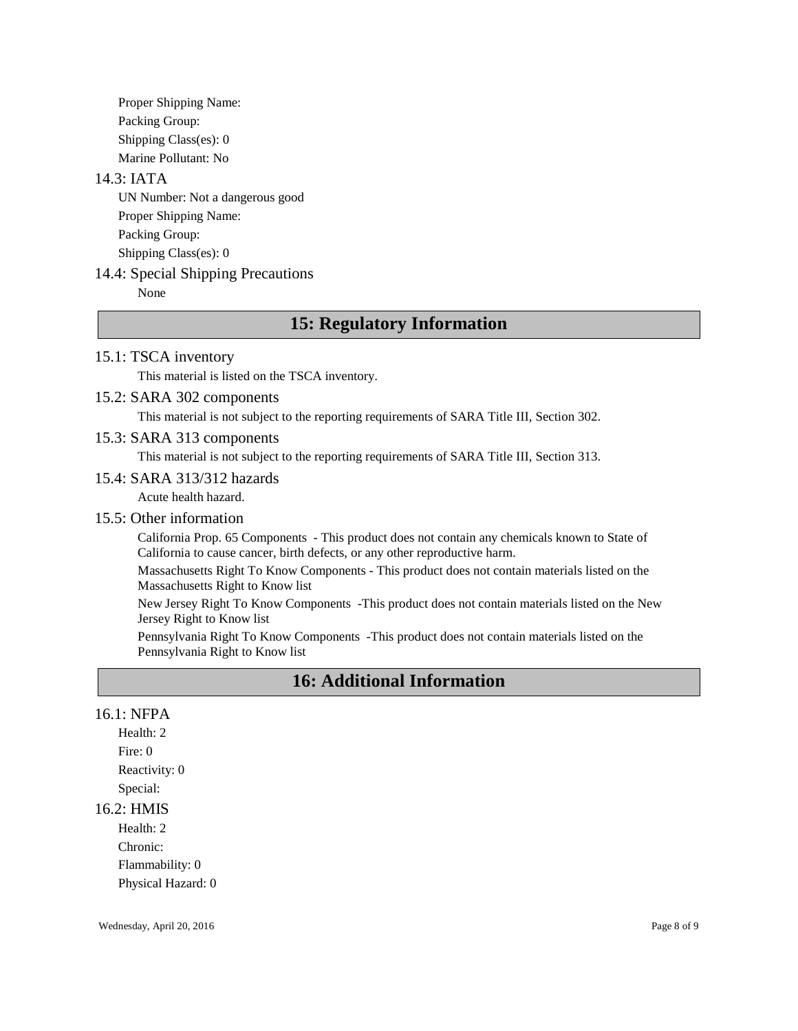Proper Shipping Name:

Packing Group:

Shipping Class(es): 0

Marine Pollutant: No

### 14.3: IATA

UN Number: Not a dangerous good

Proper Shipping Name:

Packing Group:

Shipping Class(es): 0

### 14.4: Special Shipping Precautions

None

## 15: Regulatory Information

### 15.1: TSCA inventory

This material is listed on the TSCA inventory.

### 15.2: SARA 302 components

This material is not subject to the reporting requirements of SARA Title III, Section 302.

### 15.3: SARA 313 components

This material is not subject to the reporting requirements of SARA Title III, Section 313.

### 15.4: SARA 313/312 hazards

Acute health hazard.

### 15.5: Other information

California Prop. 65 Components - This product does not contain any chemicals known to State of California to cause cancer, birth defects, or any other reproductive harm.

Massachusetts Right To Know Components - This product does not contain materials listed on the Massachusetts Right to Know list

New Jersey Right To Know Components -This product does not contain materials listed on the New Jersey Right to Know list

Pennsylvania Right To Know Components -This product does not contain materials listed on the Pennsylvania Right to Know list

## 16: Additional Information

### 16.1: NFPA

Health: 2

Fire: 0

Reactivity: 0

Special:

### 16.2: HMIS

Health: 2

Chronic:

Flammability: 0

Physical Hazard: 0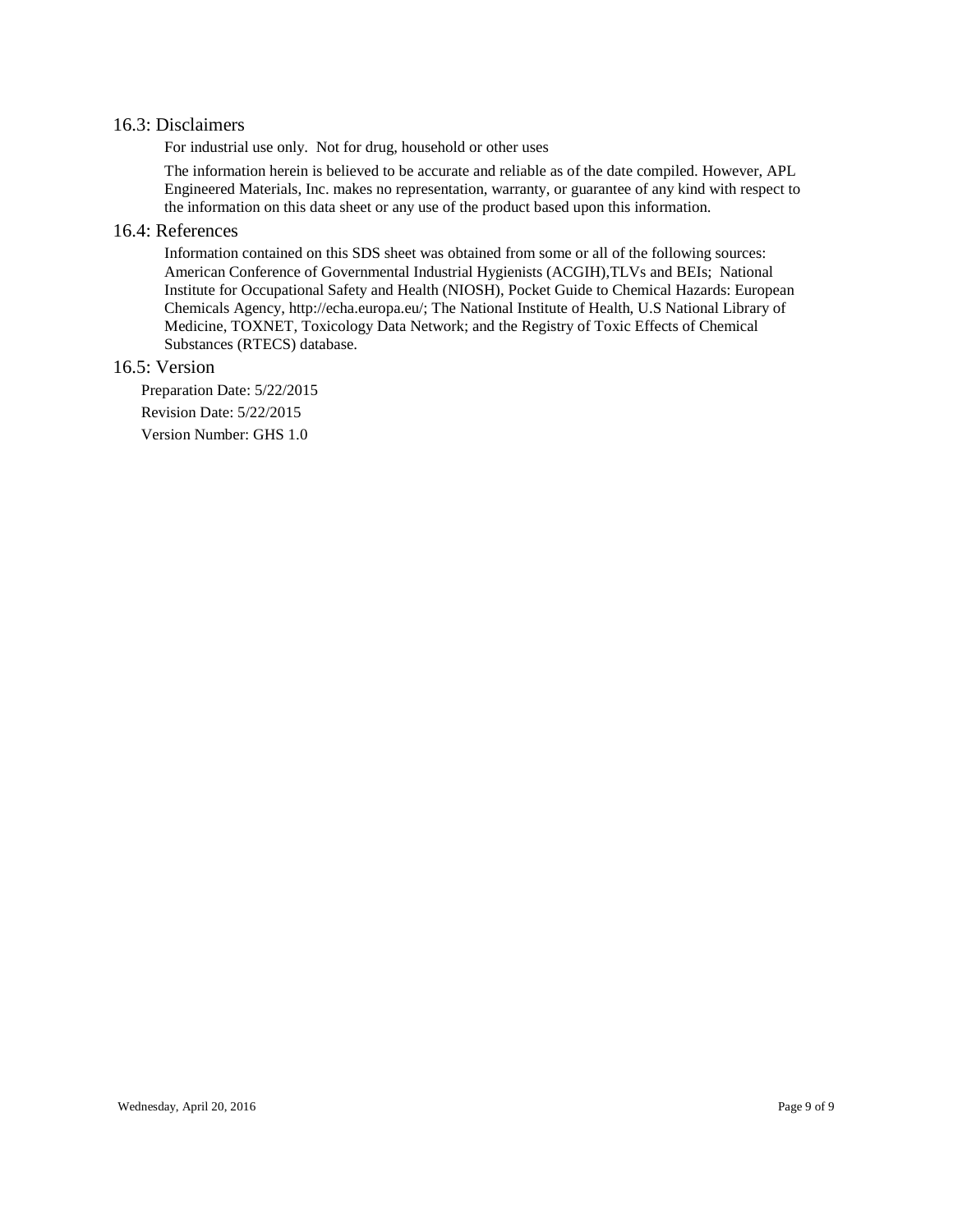## 16.3: Disclaimers

For industrial use only. Not for drug, household or other uses

The information herein is believed to be accurate and reliable as of the date compiled. However, APL Engineered Materials, Inc. makes no representation, warranty, or guarantee of any kind with respect to the information on this data sheet or any use of the product based upon this information.

## 16.4: References

Information contained on this SDS sheet was obtained from some or all of the following sources: American Conference of Governmental Industrial Hygienists (ACGIH),TLVs and BEIs; National Institute for Occupational Safety and Health (NIOSH), Pocket Guide to Chemical Hazards: European Chemicals Agency, http://echa.europa.eu/; The National Institute of Health, U.S National Library of Medicine, TOXNET, Toxicology Data Network; and the Registry of Toxic Effects of Chemical Substances (RTECS) database.

## 16.5: Version

Preparation Date: 5/22/2015

Revision Date: 5/22/2015

Version Number: GHS 1.0